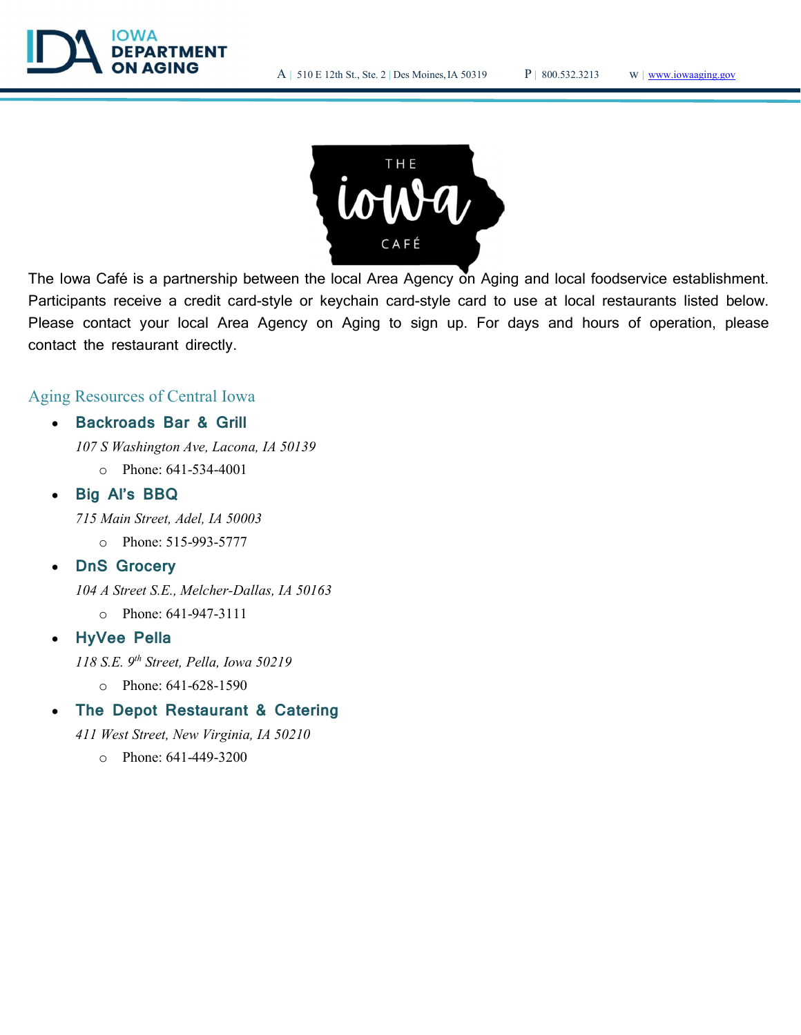# THE iowa CAFÉ

The Iowa Café is a partnership between the local Area Agency on Aging and local foodservice establishment. Participants receive a credit card-style or keychain card-style card to use at local restaurants listed below. Please contact your local Area Agency on Aging to sign up. For days and hours of operation, please contact the restaurant directly.

## Aging Resources of Central Iowa

- **Backroads Bar & Grill**

  *107 S Washington Ave, Lacona, IA 50139*
  - Phone: 641-534-4001
- **Big Al's BBQ**

  *715 Main Street, Adel, IA 50003*
  - Phone: 515-993-5777
- **DnS Grocery**

  *104 A Street S.E., Melcher-Dallas, IA 50163*
  - Phone: 641-947-3111
- **HyVee Pella**

  *118 S.E. 9th Street, Pella, Iowa 50219*
  - Phone: 641-628-1590
- **The Depot Restaurant & Catering**

  *411 West Street, New Virginia, IA 50210*
  - Phone: 641-449-3200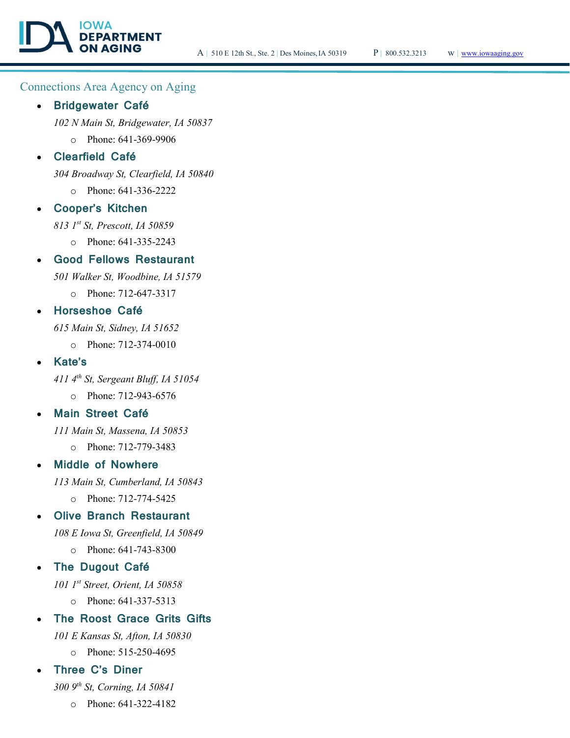## Connections Area Agency on Aging

- **Bridgewater Café**
  *102 N Main St, Bridgewater, IA 50837*
  - Phone: 641-369-9906
- **Clearfield Café**
  *304 Broadway St, Clearfield, IA 50840*
  - Phone: 641-336-2222
- **Cooper's Kitchen**
  *813 1st St, Prescott, IA 50859*
  - Phone: 641-335-2243
- **Good Fellows Restaurant**
  *501 Walker St, Woodbine, IA 51579*
  - Phone: 712-647-3317
- **Horseshoe Café**
  *615 Main St, Sidney, IA 51652*
  - Phone: 712-374-0010
- **Kate's**
  *411 4th St, Sergeant Bluff, IA 51054*
  - Phone: 712-943-6576
- **Main Street Café**
  *111 Main St, Massena, IA 50853*
  - Phone: 712-779-3483
- **Middle of Nowhere**
  *113 Main St, Cumberland, IA 50843*
  - Phone: 712-774-5425
- **Olive Branch Restaurant**
  *108 E Iowa St, Greenfield, IA 50849*
  - Phone: 641-743-8300
- **The Dugout Café**
  *101 1st Street, Orient, IA 50858*
  - Phone: 641-337-5313
- **The Roost Grace Grits Gifts**
  *101 E Kansas St, Afton, IA 50830*
  - Phone: 515-250-4695
- **Three C's Diner**
  *300 9th St, Corning, IA 50841*
  - Phone: 641-322-4182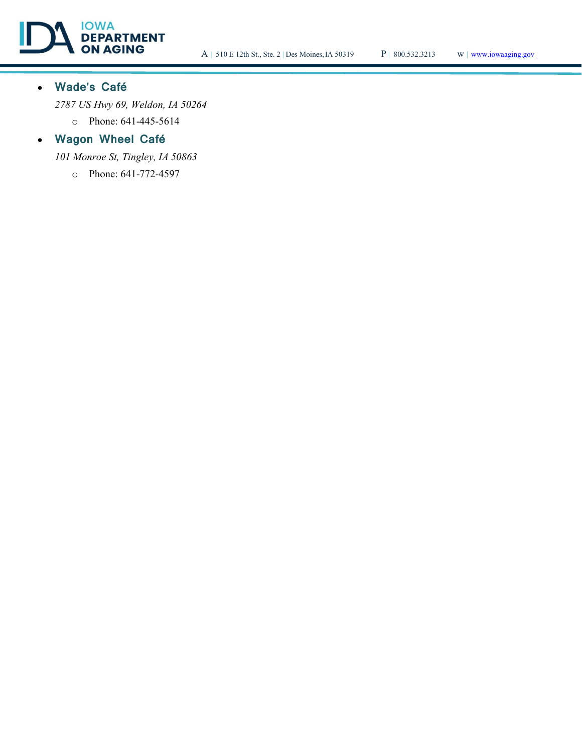- **Wade's Café**

  *2787 US Hwy 69, Weldon, IA 50264*

  - Phone: 641-445-5614

- **Wagon Wheel Café**

  *101 Monroe St, Tingley, IA 50863*

  - Phone: 641-772-4597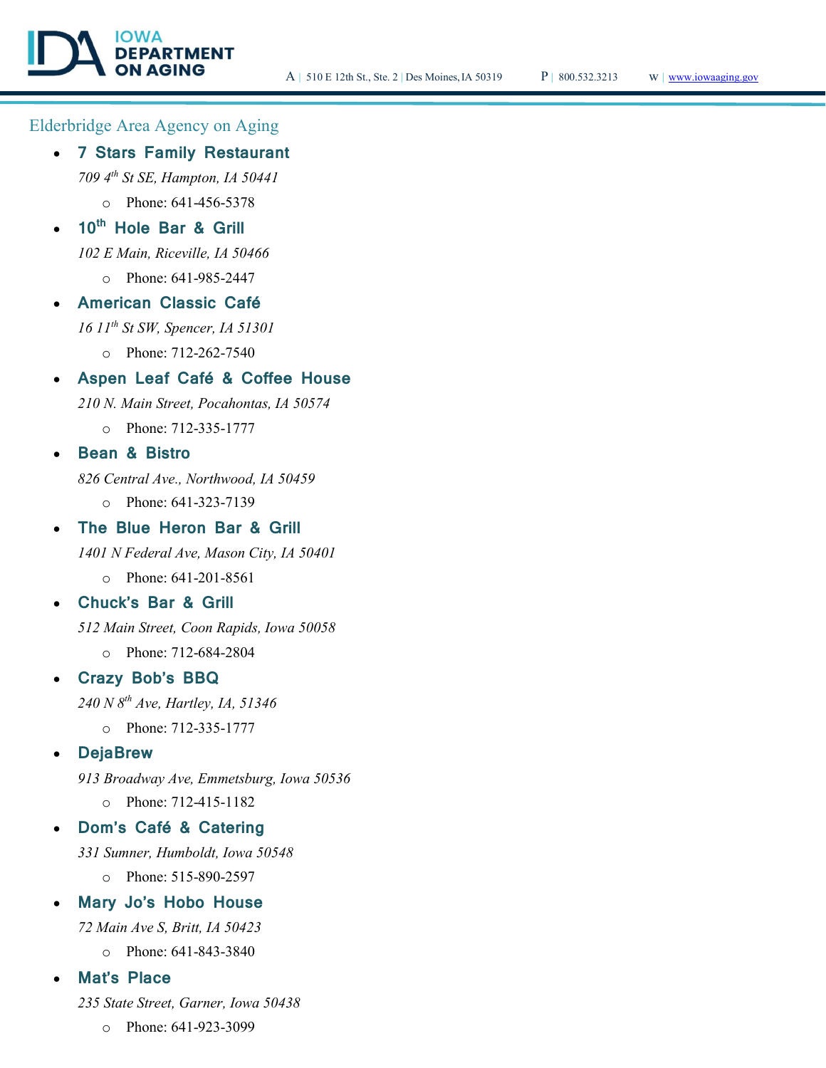## Elderbridge Area Agency on Aging

- **7 Stars Family Restaurant**
  *709 4th St SE, Hampton, IA 50441*
  - Phone: 641-456-5378
- **10th Hole Bar & Grill**
  *102 E Main, Riceville, IA 50466*
  - Phone: 641-985-2447
- **American Classic Café**
  *16 11th St SW, Spencer, IA 51301*
  - Phone: 712-262-7540
- **Aspen Leaf Café & Coffee House**
  *210 N. Main Street, Pocahontas, IA 50574*
  - Phone: 712-335-1777
- **Bean & Bistro**
  *826 Central Ave., Northwood, IA 50459*
  - Phone: 641-323-7139
- **The Blue Heron Bar & Grill**
  *1401 N Federal Ave, Mason City, IA 50401*
  - Phone: 641-201-8561
- **Chuck's Bar & Grill**
  *512 Main Street, Coon Rapids, Iowa 50058*
  - Phone: 712-684-2804
- **Crazy Bob's BBQ**
  *240 N 8th Ave, Hartley, IA, 51346*
  - Phone: 712-335-1777
- **DejaBrew**
  *913 Broadway Ave, Emmetsburg, Iowa 50536*
  - Phone: 712-415-1182
- **Dom's Café & Catering**
  *331 Sumner, Humboldt, Iowa 50548*
  - Phone: 515-890-2597
- **Mary Jo's Hobo House**
  *72 Main Ave S, Britt, IA 50423*
  - Phone: 641-843-3840
- **Mat's Place**
  *235 State Street, Garner, Iowa 50438*
  - Phone: 641-923-3099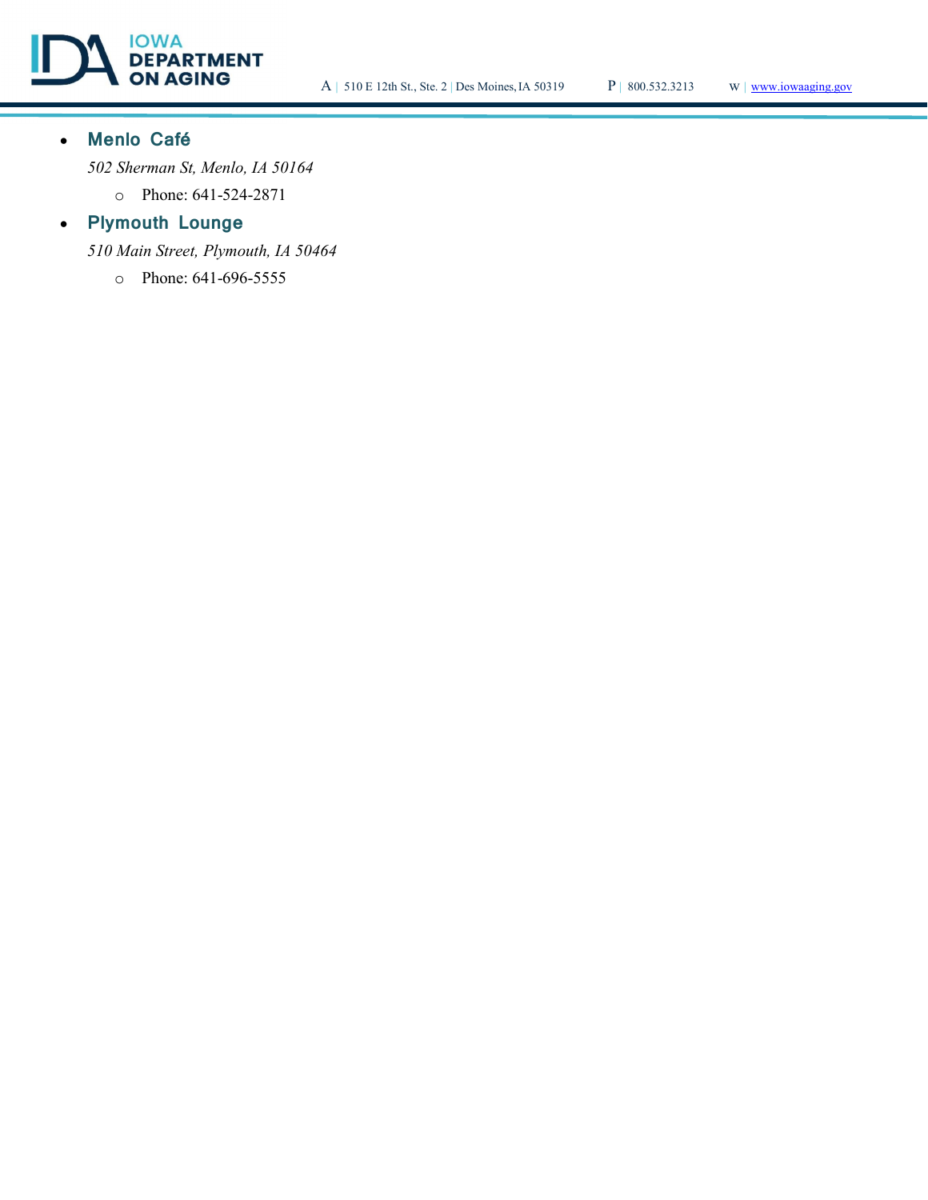- **Menlo Café**
  *502 Sherman St, Menlo, IA 50164*
    - Phone: 641-524-2871
- **Plymouth Lounge**
  *510 Main Street, Plymouth, IA 50464*
    - Phone: 641-696-5555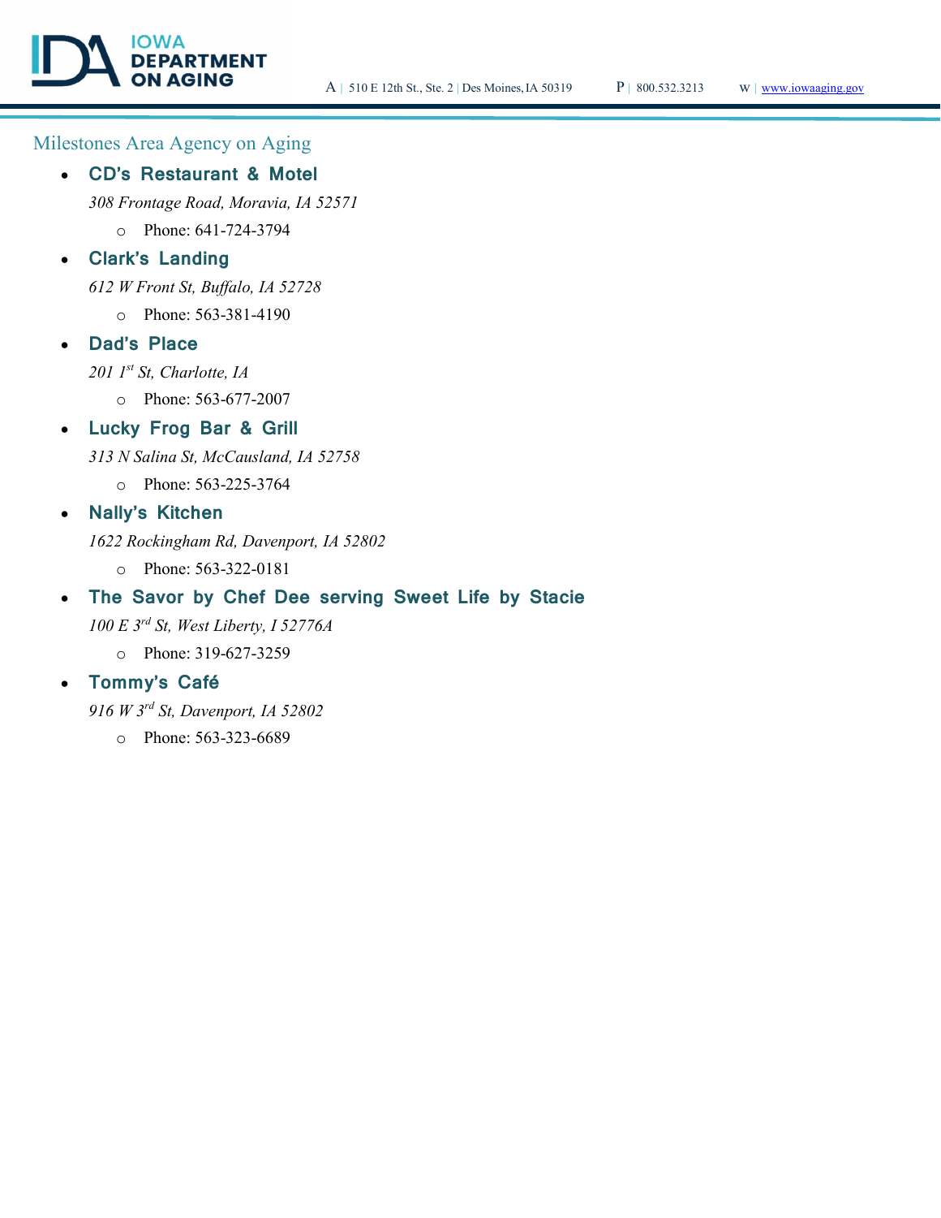## Milestones Area Agency on Aging

- **CD's Restaurant & Motel**

  *308 Frontage Road, Moravia, IA 52571*
  - Phone: 641-724-3794
- **Clark's Landing**

  *612 W Front St, Buffalo, IA 52728*
  - Phone: 563-381-4190
- **Dad's Place**

  *201 1st St, Charlotte, IA*
  - Phone: 563-677-2007
- **Lucky Frog Bar & Grill**

  *313 N Salina St, McCausland, IA 52758*
  - Phone: 563-225-3764
- **Nally's Kitchen**

  *1622 Rockingham Rd, Davenport, IA 52802*
  - Phone: 563-322-0181
- **The Savor by Chef Dee serving Sweet Life by Stacie**

  *100 E 3rd St, West Liberty, I 52776A*
  - Phone: 319-627-3259
- **Tommy's Café**

  *916 W 3rd St, Davenport, IA 52802*
  - Phone: 563-323-6689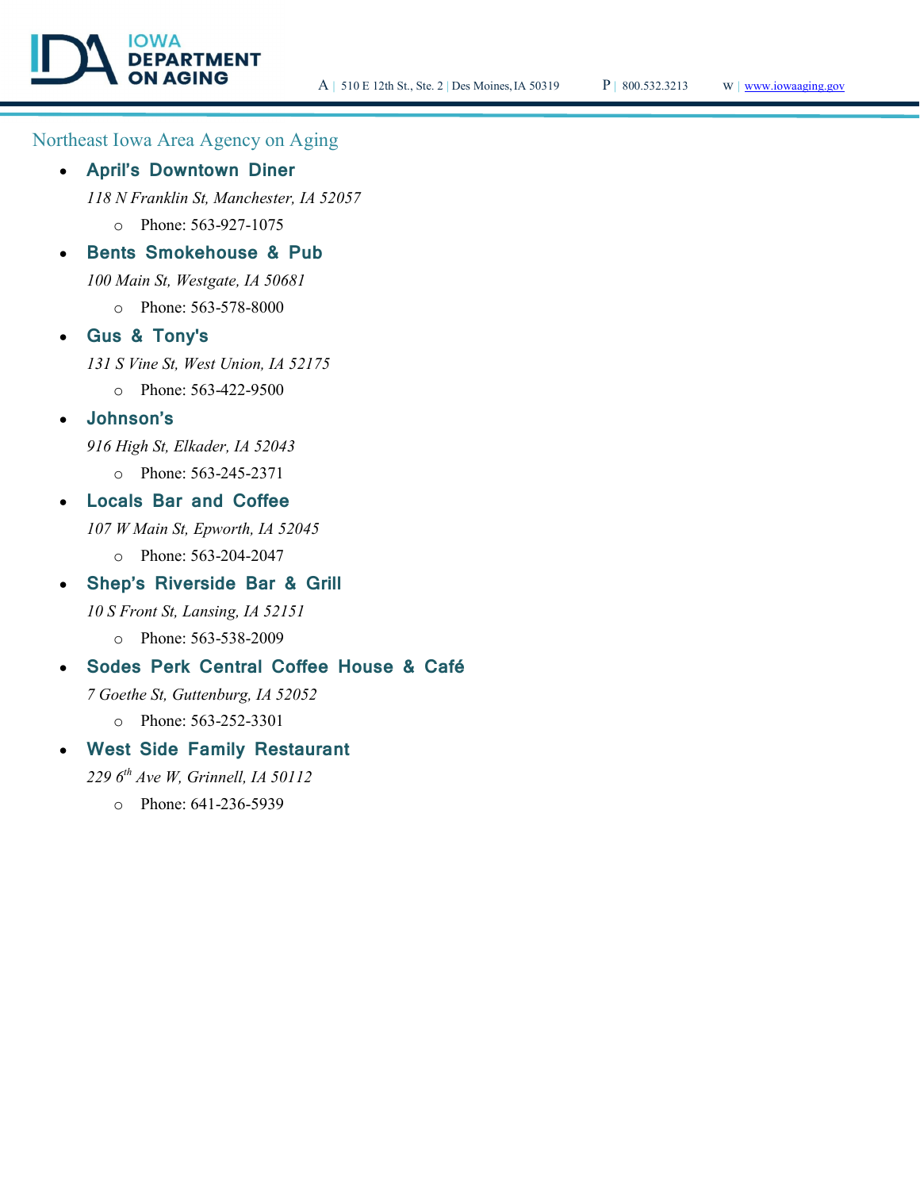## Northeast Iowa Area Agency on Aging

- **April's Downtown Diner**
  *118 N Franklin St, Manchester, IA 52057*
    - Phone: 563-927-1075
- **Bents Smokehouse & Pub**
  *100 Main St, Westgate, IA 50681*
    - Phone: 563-578-8000
- **Gus & Tony's**
  *131 S Vine St, West Union, IA 52175*
    - Phone: 563-422-9500
- **Johnson's**
  *916 High St, Elkader, IA 52043*
    - Phone: 563-245-2371
- **Locals Bar and Coffee**
  *107 W Main St, Epworth, IA 52045*
    - Phone: 563-204-2047
- **Shep's Riverside Bar & Grill**
  *10 S Front St, Lansing, IA 52151*
    - Phone: 563-538-2009
- **Sodes Perk Central Coffee House & Café**
  *7 Goethe St, Guttenburg, IA 52052*
    - Phone: 563-252-3301
- **West Side Family Restaurant**
  *229 6th Ave W, Grinnell, IA 50112*
    - Phone: 641-236-5939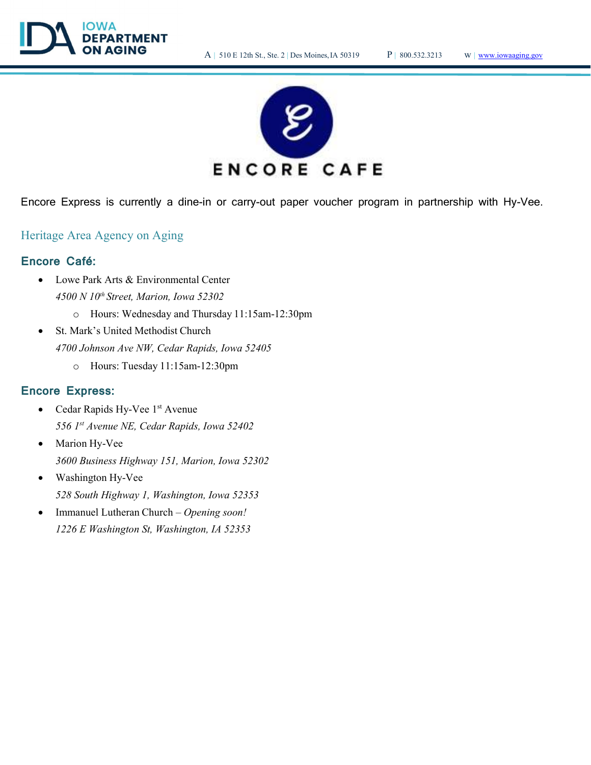ENCORE CAFE

Encore Express is currently a dine-in or carry-out paper voucher program in partnership with Hy-Vee.

## Heritage Area Agency on Aging

### Encore Café:

- Lowe Park Arts & Environmental Center
  *4500 N 10th Street, Marion, Iowa 52302*
  - Hours: Wednesday and Thursday 11:15am-12:30pm
- St. Mark's United Methodist Church
  *4700 Johnson Ave NW, Cedar Rapids, Iowa 52405*
  - Hours: Tuesday 11:15am-12:30pm

### Encore Express:

- Cedar Rapids Hy-Vee 1st Avenue
  *556 1st Avenue NE, Cedar Rapids, Iowa 52402*
- Marion Hy-Vee
  *3600 Business Highway 151, Marion, Iowa 52302*
- Washington Hy-Vee
  *528 South Highway 1, Washington, Iowa 52353*
- Immanuel Lutheran Church – *Opening soon!*
  *1226 E Washington St, Washington, IA 52353*